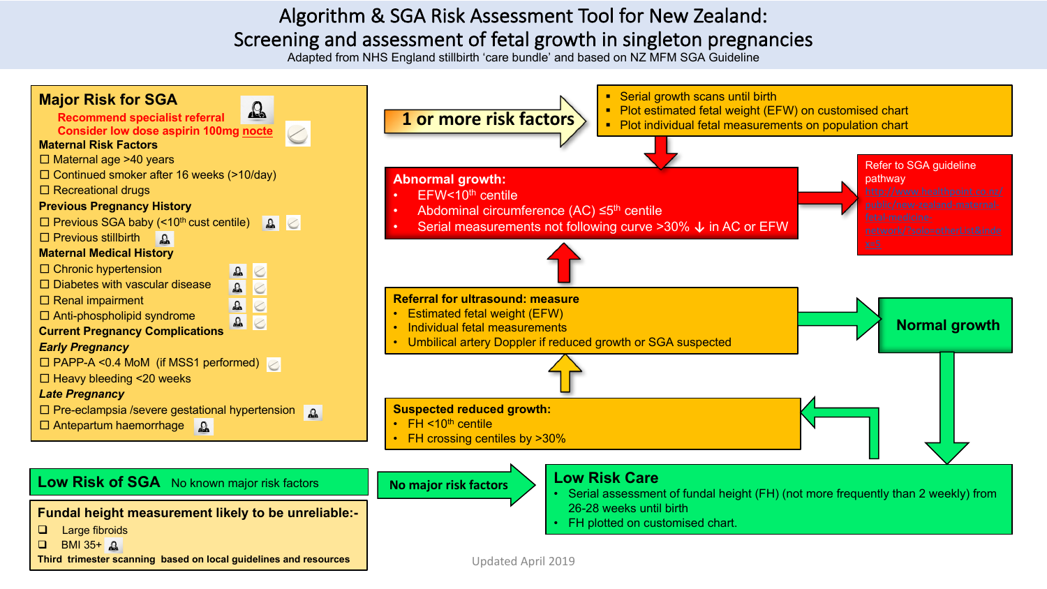# Algorithm & SGA Risk Assessment Tool for New Zealand: Screening and assessment of fetal growth in singleton pregnancies

Adapted from NHS England stillbirth 'care bundle' and based on NZ MFM SGA Guideline

## Major Risk for SGA

**Recommend specialist referral**
**Consider low dose aspirin 100mg nocte**

**Maternal Risk Factors**

- ☐ Maternal age >40 years
- ☐ Continued smoker after 16 weeks (>10/day)
- ☐ Recreational drugs

**Previous Pregnancy History**

- ☐ Previous SGA baby (<10th cust centile)
- ☐ Previous stillbirth

**Maternal Medical History**

- ☐ Chronic hypertension
- ☐ Diabetes with vascular disease
- ☐ Renal impairment
- ☐ Anti-phospholipid syndrome

**Current Pregnancy Complications**

***Early Pregnancy***

- ☐ PAPP-A <0.4 MoM (if MSS1 performed)
- ☐ Heavy bleeding <20 weeks

***Late Pregnancy***

- ☐ Pre-eclampsia /severe gestational hypertension
- ☐ Antepartum haemorrhage

## Low Risk of SGA

No known major risk factors

**Fundal height measurement likely to be unreliable:-**

- ❑ Large fibroids
- ❑ BMI 35+

**Third trimester scanning based on local guidelines and resources**

---

**1 or more risk factors** →

- Serial growth scans until birth
- Plot estimated fetal weight (EFW) on customised chart
- Plot individual fetal measurements on population chart

**Abnormal growth:**

- EFW<10th centile
- Abdominal circumference (AC) ≤5th centile
- Serial measurements not following curve >30% ↓ in AC or EFW

→ Refer to SGA guideline pathway http://www.healthpoint.co.nz/public/new-zealand-maternal-fetal-medicine-network/?solo=otherList&index=5

**Referral for ultrasound: measure**

- Estimated fetal weight (EFW)
- Individual fetal measurements
- Umbilical artery Doppler if reduced growth or SGA suspected

→ **Normal growth**

**Suspected reduced growth:**

- FH <10th centile
- FH crossing centiles by >30%

**No major risk factors** →

**Low Risk Care**

- Serial assessment of fundal height (FH) (not more frequently than 2 weekly) from 26-28 weeks until birth
- FH plotted on customised chart.

Updated April 2019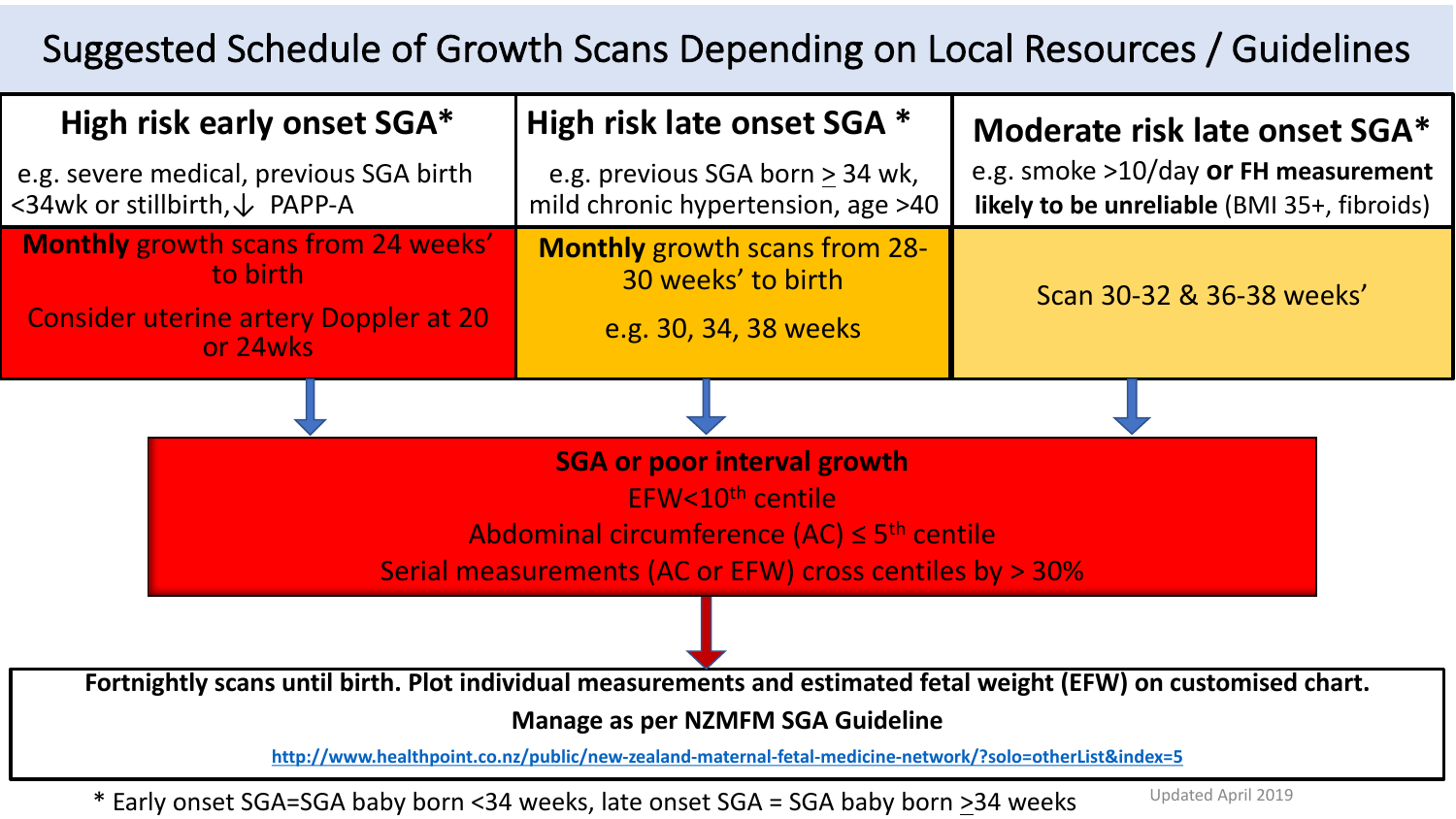# Suggested Schedule of Growth Scans Depending on Local Resources / Guidelines

| High risk early onset SGA* | High risk late onset SGA * | Moderate risk late onset SGA* |
|---|---|---|
| e.g. severe medical, previous SGA birth <34wk or stillbirth, ↓ PAPP-A | e.g. previous SGA born ≥ 34 wk, mild chronic hypertension, age >40 | e.g. smoke >10/day **or FH measurement likely to be unreliable** (BMI 35+, fibroids) |
| **Monthly** growth scans from 24 weeks' to birth<br><br>Consider uterine artery Doppler at 20 or 24wks | **Monthly** growth scans from 28-30 weeks' to birth<br><br>e.g. 30, 34, 38 weeks | Scan 30-32 & 36-38 weeks' |

↓

**SGA or poor interval growth**

EFW<10th centile

Abdominal circumference (AC) ≤ 5th centile

Serial measurements (AC or EFW) cross centiles by > 30%

↓

**Fortnightly scans until birth. Plot individual measurements and estimated fetal weight (EFW) on customised chart.**

**Manage as per NZMFM SGA Guideline**

http://www.healthpoint.co.nz/public/new-zealand-maternal-fetal-medicine-network/?solo=otherList&index=5

\* Early onset SGA=SGA baby born <34 weeks, late onset SGA = SGA baby born ≥34 weeks

Updated April 2019